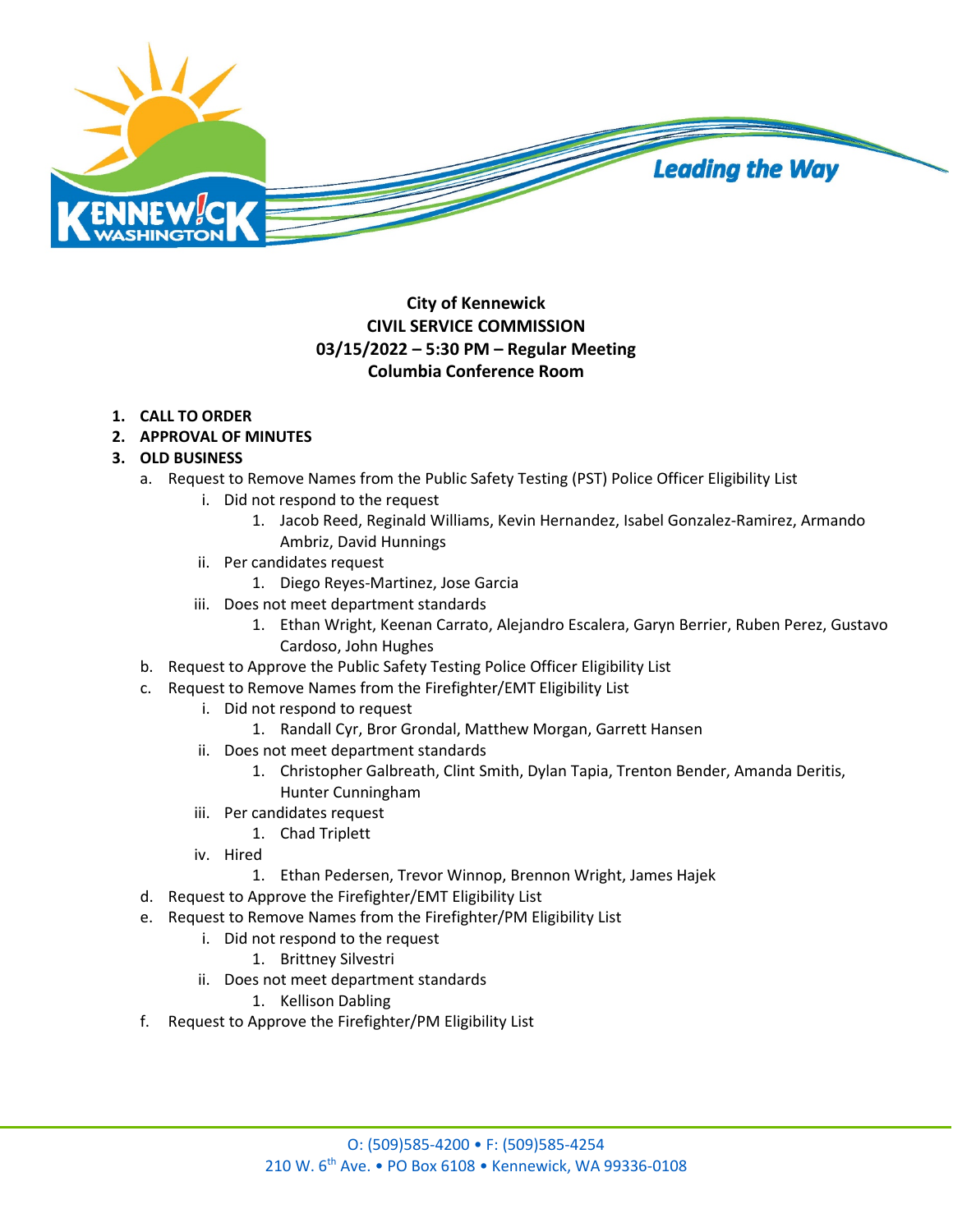City of Kennewick
**CIVIL SERVICE COMMISSION**
**03/15/2022 – 5:30 PM – Regular Meeting**
**Columbia Conference Room**

1. **CALL TO ORDER**
2. **APPROVAL OF MINUTES**
3. **OLD BUSINESS**
   a. Request to Remove Names from the Public Safety Testing (PST) Police Officer Eligibility List
      i. Did not respond to the request
         1. Jacob Reed, Reginald Williams, Kevin Hernandez, Isabel Gonzalez-Ramirez, Armando Ambriz, David Hunnings
      ii. Per candidates request
         1. Diego Reyes-Martinez, Jose Garcia
      iii. Does not meet department standards
         1. Ethan Wright, Keenan Carrato, Alejandro Escalera, Garyn Berrier, Ruben Perez, Gustavo Cardoso, John Hughes

   b. Request to Approve the Public Safety Testing Police Officer Eligibility List
   c. Request to Remove Names from the Firefighter/EMT Eligibility List
      i. Did not respond to request
         1. Randall Cyr, Bror Grondal, Matthew Morgan, Garrett Hansen
      ii. Does not meet department standards
         1. Christopher Galbreath, Clint Smith, Dylan Tapia, Trenton Bender, Amanda Deritis, Hunter Cunningham
      iii. Per candidates request
         1. Chad Triplett
      iv. Hired
         1. Ethan Pedersen, Trevor Winnop, Brennon Wright, James Hajek

   d. Request to Approve the Firefighter/EMT Eligibility List
   e. Request to Remove Names from the Firefighter/PM Eligibility List
      i. Did not respond to the request
         1. Brittney Silvestri
      ii. Does not meet department standards
         1. Kellison Dabling

   f. Request to Approve the Firefighter/PM Eligibility List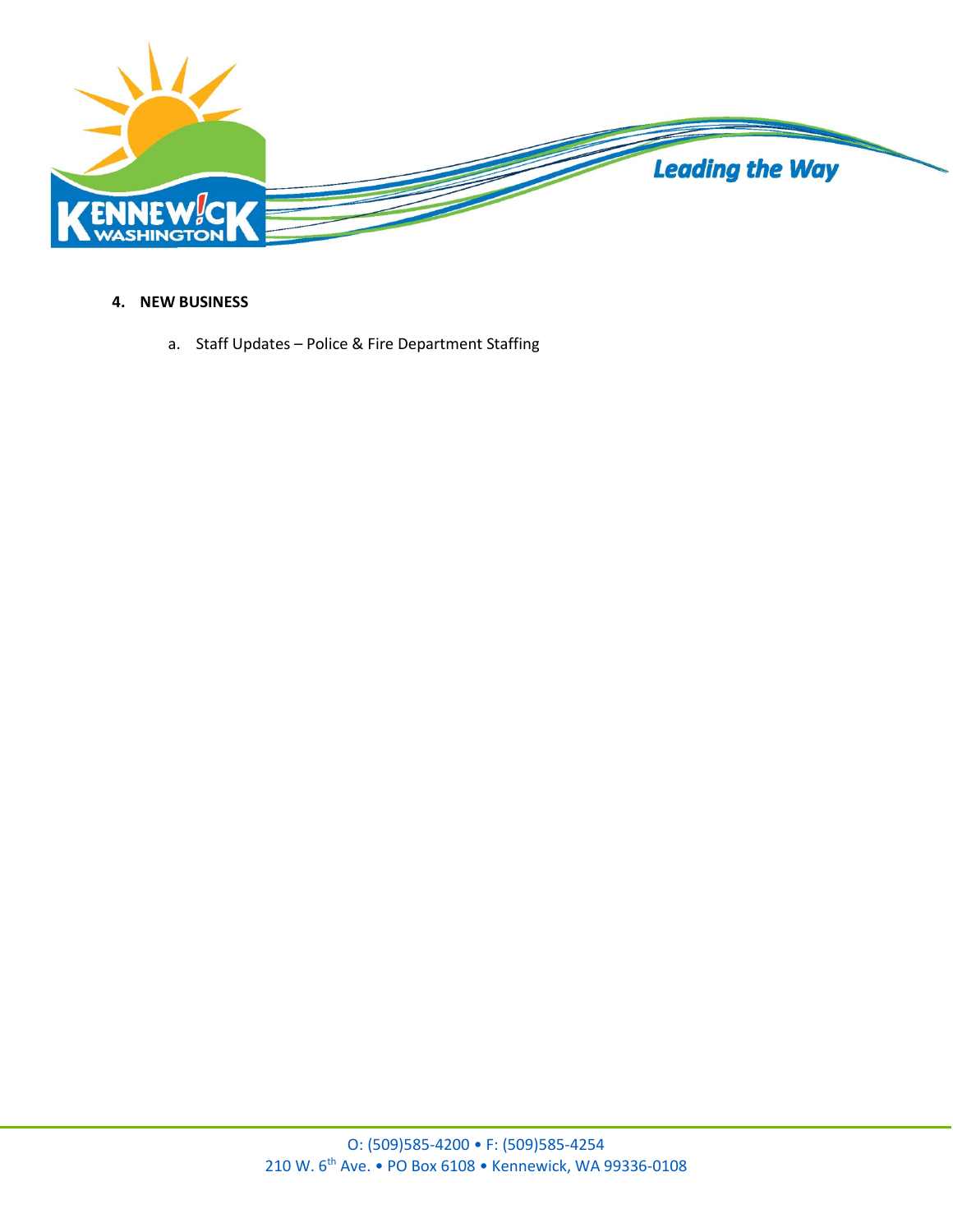4. **NEW BUSINESS**

   a. Staff Updates – Police & Fire Department Staffing